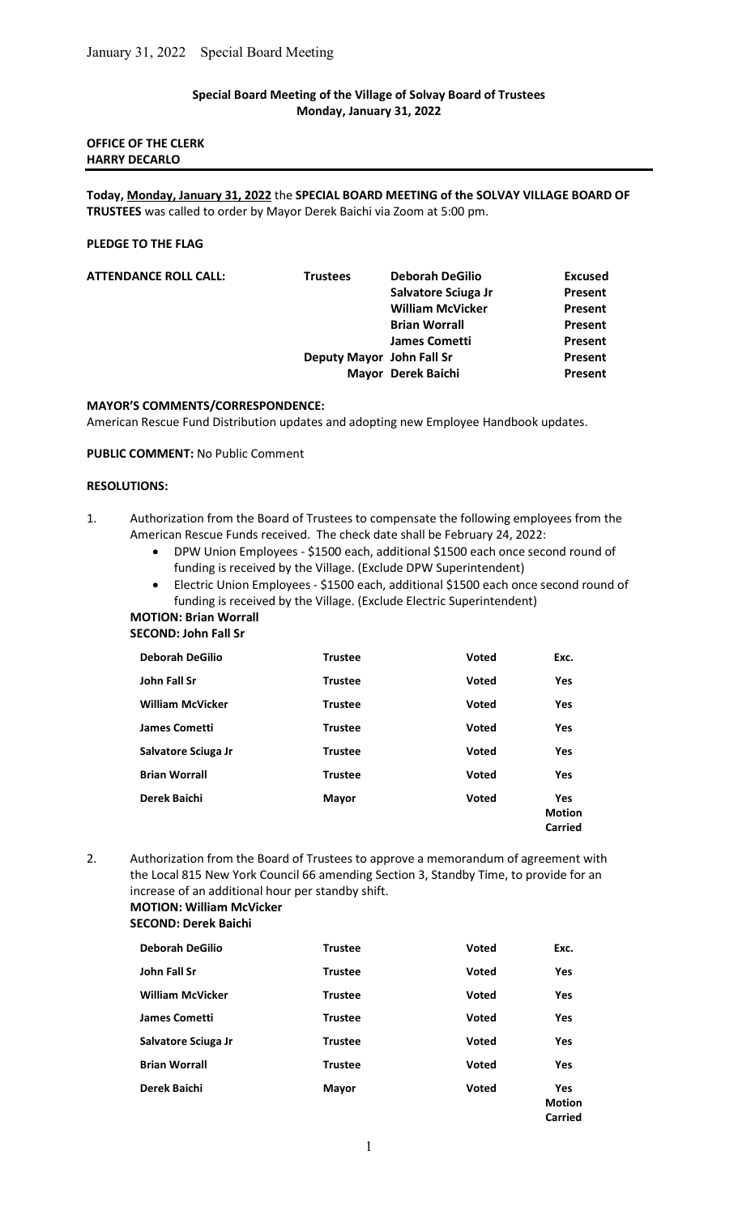January 31, 2022 Special Board Meeting

**Special Board Meeting of the Village of Solvay Board of Trustees**
**Monday, January 31, 2022**

**OFFICE OF THE CLERK**
**HARRY DECARLO**

**Today, Monday, January 31, 2022** the **SPECIAL BOARD MEETING of the SOLVAY VILLAGE BOARD OF TRUSTEES** was called to order by Mayor Derek Baichi via Zoom at 5:00 pm.

**PLEDGE TO THE FLAG**

| | | | |
|---|---|---|---|
| **ATTENDANCE ROLL CALL:** | **Trustees** | **Deborah DeGilio** | **Excused** |
| | | **Salvatore Sciuga Jr** | **Present** |
| | | **William McVicker** | **Present** |
| | | **Brian Worrall** | **Present** |
| | | **James Cometti** | **Present** |
| | **Deputy Mayor** | **John Fall Sr** | **Present** |
| | **Mayor** | **Derek Baichi** | **Present** |

**MAYOR'S COMMENTS/CORRESPONDENCE:**
American Rescue Fund Distribution updates and adopting new Employee Handbook updates.

**PUBLIC COMMENT:** No Public Comment

**RESOLUTIONS:**

1. Authorization from the Board of Trustees to compensate the following employees from the American Rescue Funds received. The check date shall be February 24, 2022:
   - DPW Union Employees - $1500 each, additional $1500 each once second round of funding is received by the Village. (Exclude DPW Superintendent)
   - Electric Union Employees - $1500 each, additional $1500 each once second round of funding is received by the Village. (Exclude Electric Superintendent)

   **MOTION: Brian Worrall**
   **SECOND: John Fall Sr**

| | | | |
|---|---|---|---|
| **Deborah DeGilio** | **Trustee** | **Voted** | **Exc.** |
| **John Fall Sr** | **Trustee** | **Voted** | **Yes** |
| **William McVicker** | **Trustee** | **Voted** | **Yes** |
| **James Cometti** | **Trustee** | **Voted** | **Yes** |
| **Salvatore Sciuga Jr** | **Trustee** | **Voted** | **Yes** |
| **Brian Worrall** | **Trustee** | **Voted** | **Yes** |
| **Derek Baichi** | **Mayor** | **Voted** | **Yes Motion Carried** |

2. Authorization from the Board of Trustees to approve a memorandum of agreement with the Local 815 New York Council 66 amending Section 3, Standby Time, to provide for an increase of an additional hour per standby shift.

   **MOTION: William McVicker**
   **SECOND: Derek Baichi**

| | | | |
|---|---|---|---|
| **Deborah DeGilio** | **Trustee** | **Voted** | **Exc.** |
| **John Fall Sr** | **Trustee** | **Voted** | **Yes** |
| **William McVicker** | **Trustee** | **Voted** | **Yes** |
| **James Cometti** | **Trustee** | **Voted** | **Yes** |
| **Salvatore Sciuga Jr** | **Trustee** | **Voted** | **Yes** |
| **Brian Worrall** | **Trustee** | **Voted** | **Yes** |
| **Derek Baichi** | **Mayor** | **Voted** | **Yes Motion Carried** |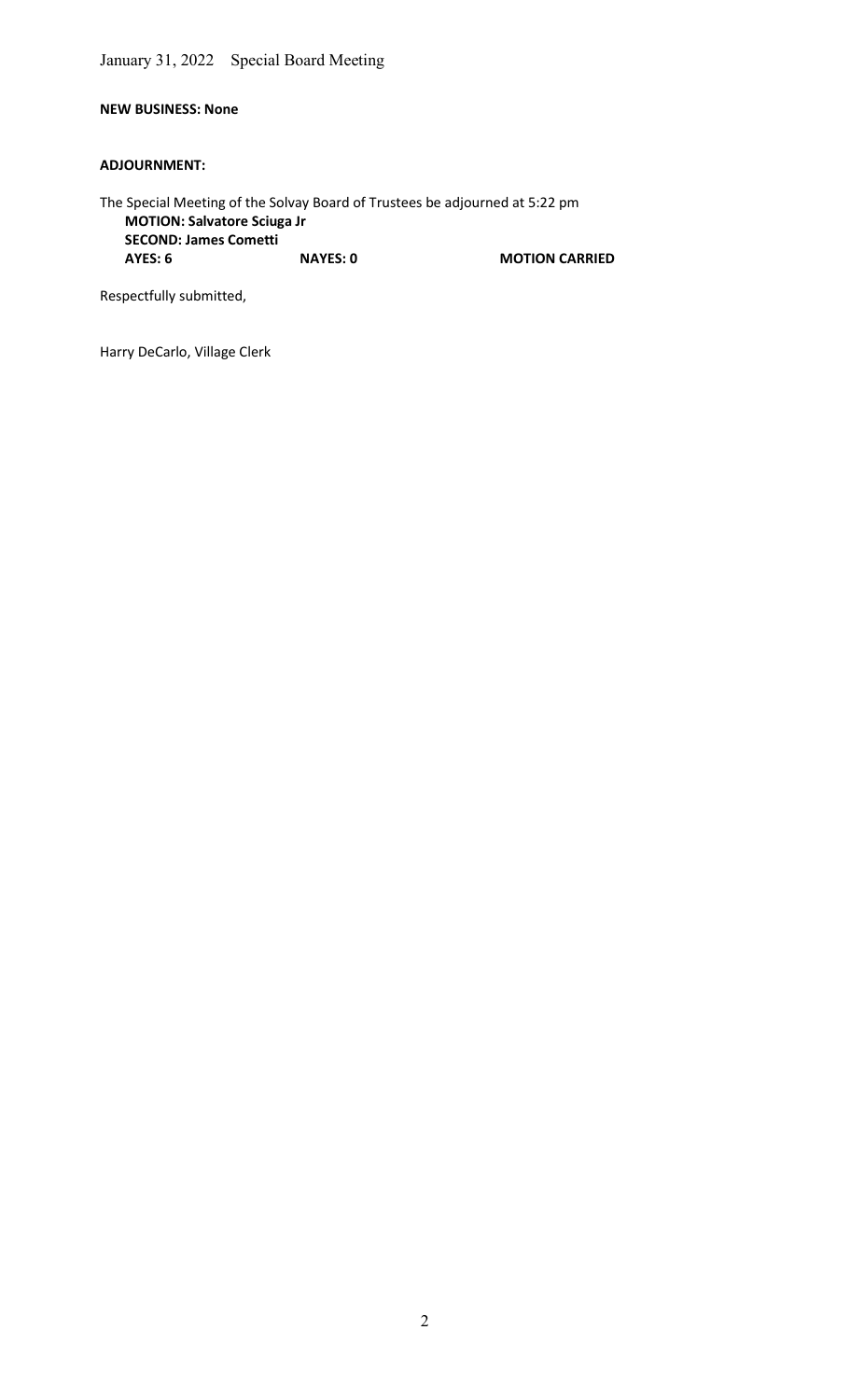**NEW BUSINESS: None**

**ADJOURNMENT:**

The Special Meeting of the Solvay Board of Trustees be adjourned at 5:22 pm

**MOTION: Salvatore Sciuga Jr**
**SECOND: James Cometti**
**AYES: 6 NAYES: 0 MOTION CARRIED**

Respectfully submitted,

Harry DeCarlo, Village Clerk